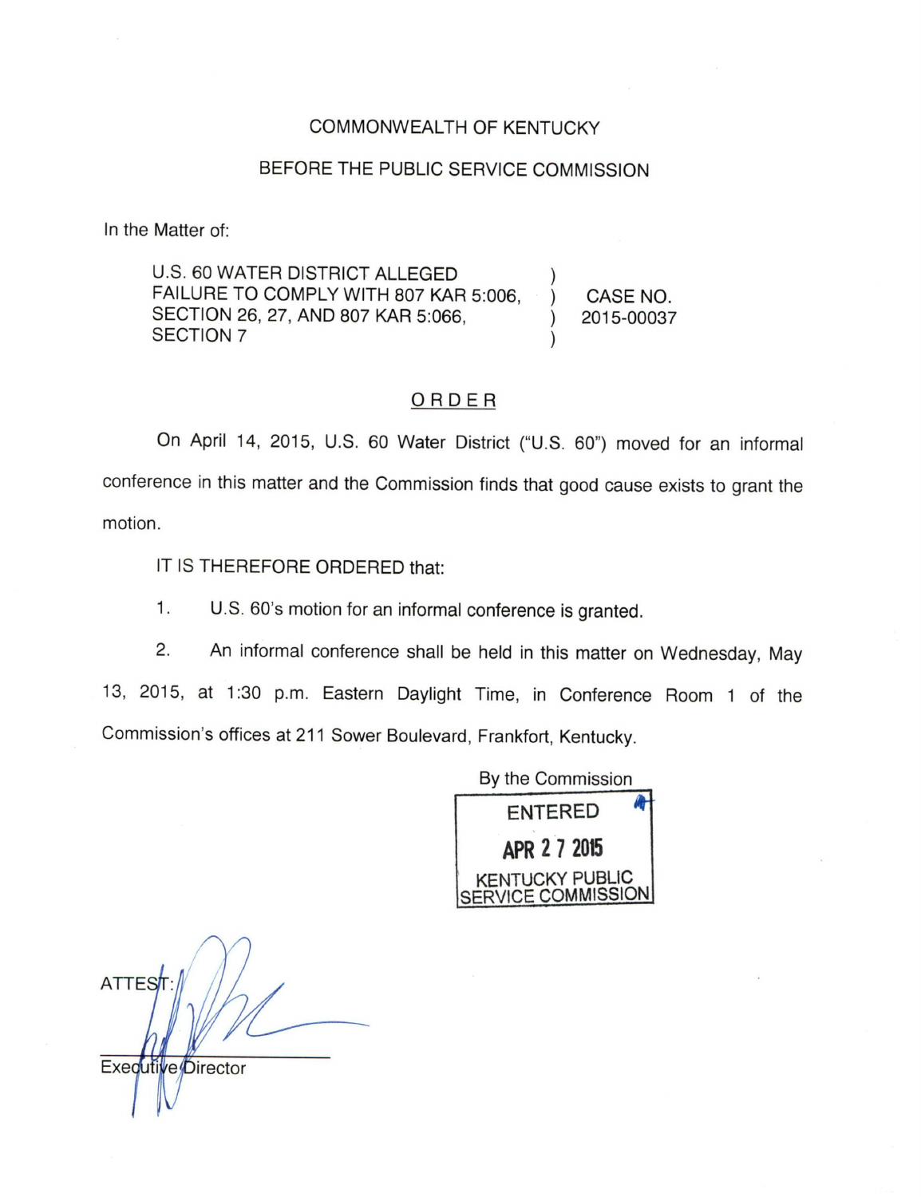COMMONWEALTH OF KENTUCKY

BEFORE THE PUBLIC SERVICE COMMISSION

In the Matter of:

| | | |
|---|---|---|
| U.S. 60 WATER DISTRICT ALLEGED FAILURE TO COMPLY WITH 807 KAR 5:006, SECTION 26, 27, AND 807 KAR 5:066, SECTION 7 | ) | CASE NO. 2015-00037 |

## ORDER

On April 14, 2015, U.S. 60 Water District ("U.S. 60") moved for an informal conference in this matter and the Commission finds that good cause exists to grant the motion.

IT IS THEREFORE ORDERED that:

1. U.S. 60's motion for an informal conference is granted.

2. An informal conference shall be held in this matter on Wednesday, May 13, 2015, at 1:30 p.m. Eastern Daylight Time, in Conference Room 1 of the Commission's offices at 211 Sower Boulevard, Frankfort, Kentucky.

By the Commission

ENTERED

APR 27 2015

KENTUCKY PUBLIC SERVICE COMMISSION

ATTEST:

Executive Director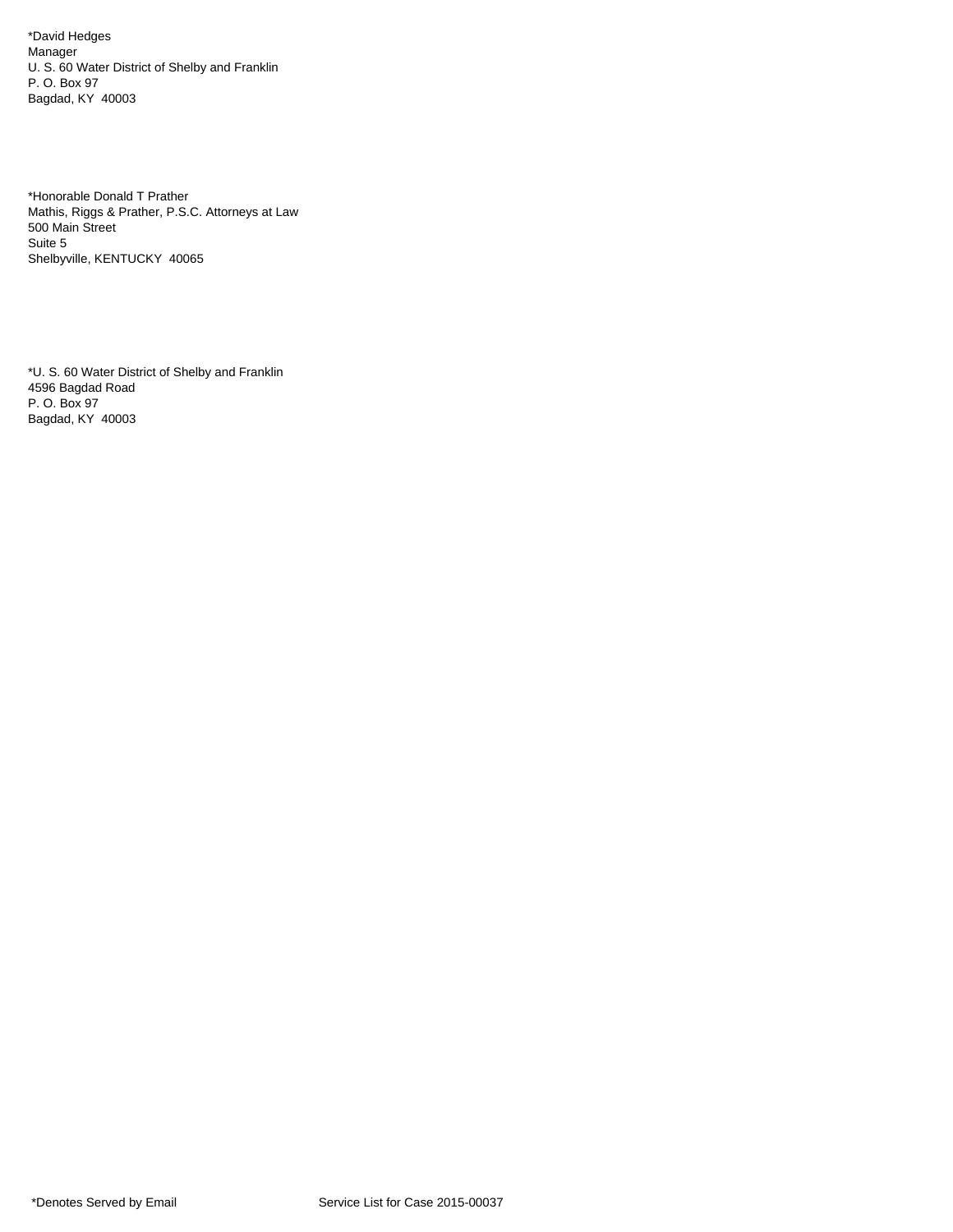*David Hedges
Manager
U. S. 60 Water District of Shelby and Franklin
P. O. Box 97
Bagdad, KY  40003

*Honorable Donald T Prather
Mathis, Riggs & Prather, P.S.C. Attorneys at Law
500 Main Street
Suite 5
Shelbyville, KENTUCKY  40065

*U. S. 60 Water District of Shelby and Franklin
4596 Bagdad Road
P. O. Box 97
Bagdad, KY  40003

*Denotes Served by Email

Service List for Case 2015-00037